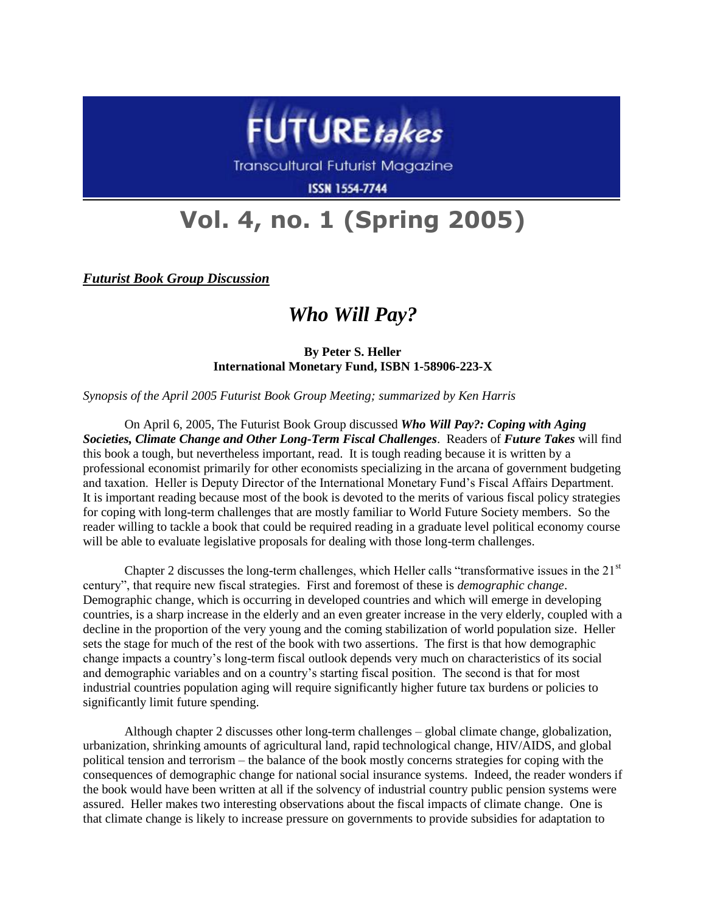# FUTURE*takes*

Transcultural Futurist Magazine

ISSN 1554-7744

## Vol. 4, no. 1 (Spring 2005)

***Futurist Book Group Discussion***

## *Who Will Pay?*

**By Peter S. Heller**
**International Monetary Fund, ISBN 1-58906-223-X**

*Synopsis of the April 2005 Futurist Book Group Meeting; summarized by Ken Harris*

On April 6, 2005, The Futurist Book Group discussed ***Who Will Pay?: Coping with Aging Societies, Climate Change and Other Long-Term Fiscal Challenges***. Readers of ***Future Takes*** will find this book a tough, but nevertheless important, read. It is tough reading because it is written by a professional economist primarily for other economists specializing in the arcana of government budgeting and taxation. Heller is Deputy Director of the International Monetary Fund's Fiscal Affairs Department. It is important reading because most of the book is devoted to the merits of various fiscal policy strategies for coping with long-term challenges that are mostly familiar to World Future Society members. So the reader willing to tackle a book that could be required reading in a graduate level political economy course will be able to evaluate legislative proposals for dealing with those long-term challenges.

Chapter 2 discusses the long-term challenges, which Heller calls "transformative issues in the 21st century", that require new fiscal strategies. First and foremost of these is *demographic change*. Demographic change, which is occurring in developed countries and which will emerge in developing countries, is a sharp increase in the elderly and an even greater increase in the very elderly, coupled with a decline in the proportion of the very young and the coming stabilization of world population size. Heller sets the stage for much of the rest of the book with two assertions. The first is that how demographic change impacts a country's long-term fiscal outlook depends very much on characteristics of its social and demographic variables and on a country's starting fiscal position. The second is that for most industrial countries population aging will require significantly higher future tax burdens or policies to significantly limit future spending.

Although chapter 2 discusses other long-term challenges – global climate change, globalization, urbanization, shrinking amounts of agricultural land, rapid technological change, HIV/AIDS, and global political tension and terrorism – the balance of the book mostly concerns strategies for coping with the consequences of demographic change for national social insurance systems. Indeed, the reader wonders if the book would have been written at all if the solvency of industrial country public pension systems were assured. Heller makes two interesting observations about the fiscal impacts of climate change. One is that climate change is likely to increase pressure on governments to provide subsidies for adaptation to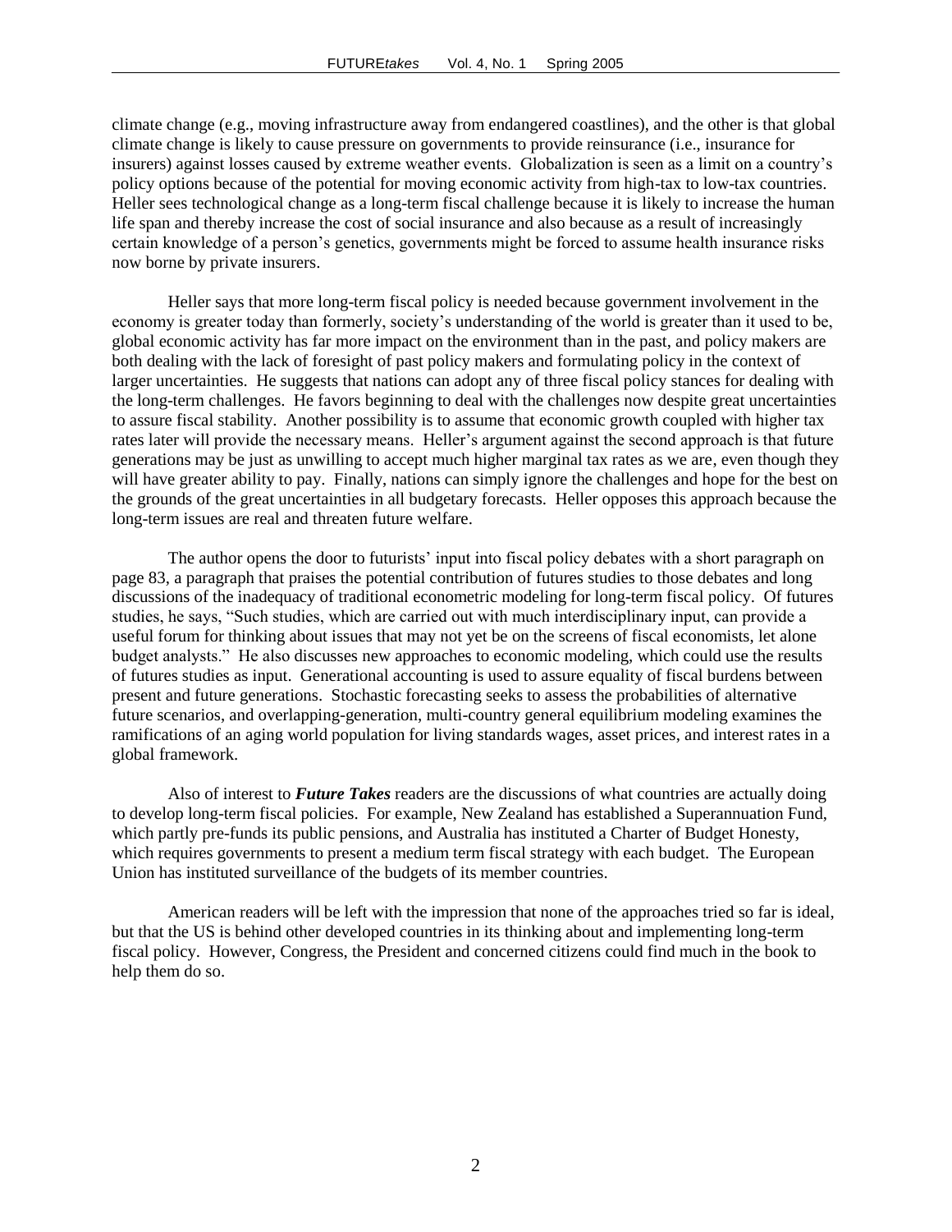climate change (e.g., moving infrastructure away from endangered coastlines), and the other is that global climate change is likely to cause pressure on governments to provide reinsurance (i.e., insurance for insurers) against losses caused by extreme weather events. Globalization is seen as a limit on a country's policy options because of the potential for moving economic activity from high-tax to low-tax countries. Heller sees technological change as a long-term fiscal challenge because it is likely to increase the human life span and thereby increase the cost of social insurance and also because as a result of increasingly certain knowledge of a person's genetics, governments might be forced to assume health insurance risks now borne by private insurers.

Heller says that more long-term fiscal policy is needed because government involvement in the economy is greater today than formerly, society's understanding of the world is greater than it used to be, global economic activity has far more impact on the environment than in the past, and policy makers are both dealing with the lack of foresight of past policy makers and formulating policy in the context of larger uncertainties. He suggests that nations can adopt any of three fiscal policy stances for dealing with the long-term challenges. He favors beginning to deal with the challenges now despite great uncertainties to assure fiscal stability. Another possibility is to assume that economic growth coupled with higher tax rates later will provide the necessary means. Heller's argument against the second approach is that future generations may be just as unwilling to accept much higher marginal tax rates as we are, even though they will have greater ability to pay. Finally, nations can simply ignore the challenges and hope for the best on the grounds of the great uncertainties in all budgetary forecasts. Heller opposes this approach because the long-term issues are real and threaten future welfare.

The author opens the door to futurists' input into fiscal policy debates with a short paragraph on page 83, a paragraph that praises the potential contribution of futures studies to those debates and long discussions of the inadequacy of traditional econometric modeling for long-term fiscal policy. Of futures studies, he says, "Such studies, which are carried out with much interdisciplinary input, can provide a useful forum for thinking about issues that may not yet be on the screens of fiscal economists, let alone budget analysts." He also discusses new approaches to economic modeling, which could use the results of futures studies as input. Generational accounting is used to assure equality of fiscal burdens between present and future generations. Stochastic forecasting seeks to assess the probabilities of alternative future scenarios, and overlapping-generation, multi-country general equilibrium modeling examines the ramifications of an aging world population for living standards wages, asset prices, and interest rates in a global framework.

Also of interest to ***Future Takes*** readers are the discussions of what countries are actually doing to develop long-term fiscal policies. For example, New Zealand has established a Superannuation Fund, which partly pre-funds its public pensions, and Australia has instituted a Charter of Budget Honesty, which requires governments to present a medium term fiscal strategy with each budget. The European Union has instituted surveillance of the budgets of its member countries.

American readers will be left with the impression that none of the approaches tried so far is ideal, but that the US is behind other developed countries in its thinking about and implementing long-term fiscal policy. However, Congress, the President and concerned citizens could find much in the book to help them do so.